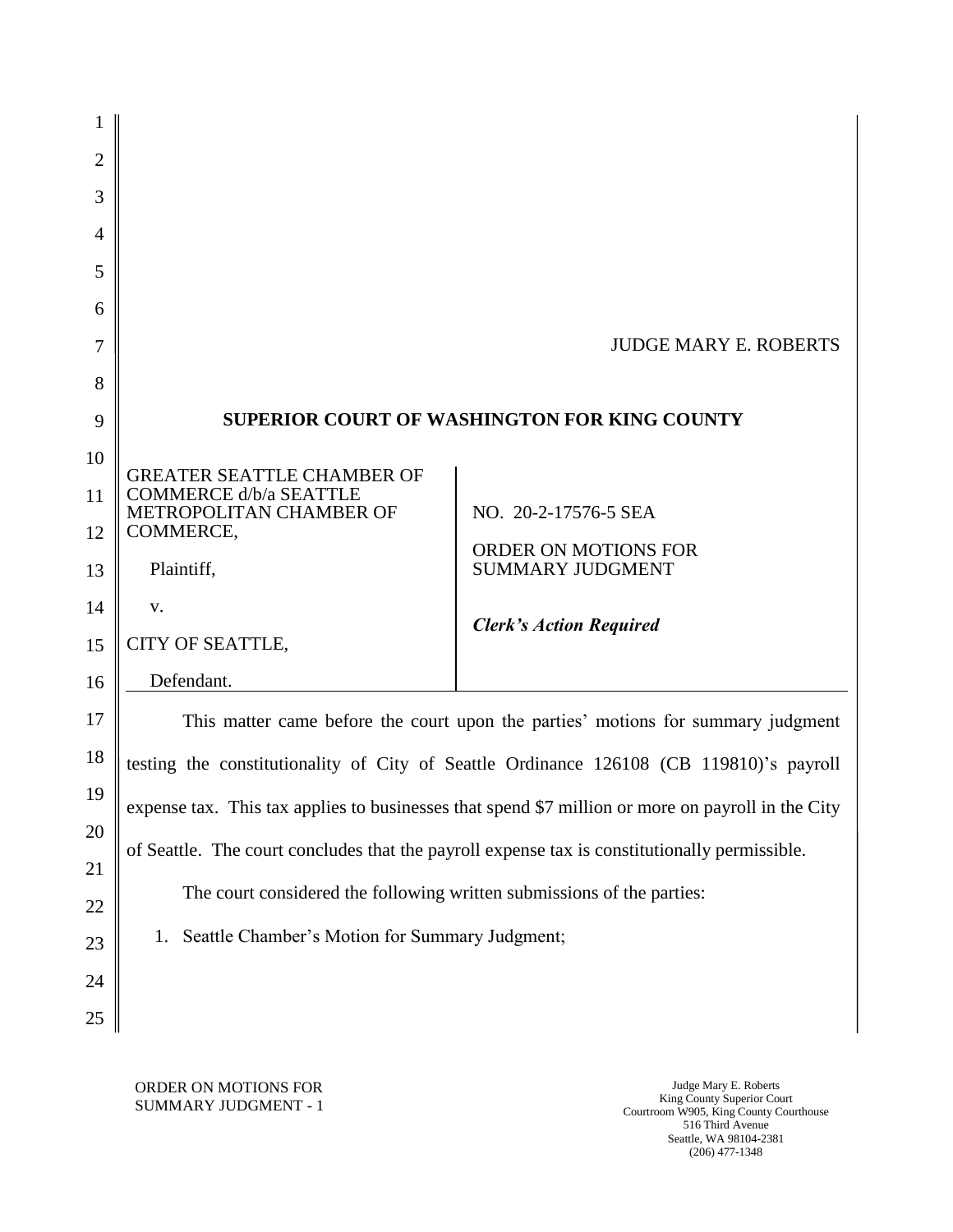JUDGE MARY E. ROBERTS

**SUPERIOR COURT OF WASHINGTON FOR KING COUNTY**

| | |
|---|---|
| GREATER SEATTLE CHAMBER OF COMMERCE d/b/a SEATTLE METROPOLITAN CHAMBER OF COMMERCE,<br><br>Plaintiff,<br><br>v.<br><br>CITY OF SEATTLE,<br><br>Defendant. | NO. 20-2-17576-5 SEA<br><br>ORDER ON MOTIONS FOR SUMMARY JUDGMENT<br><br>***Clerk's Action Required*** |

This matter came before the court upon the parties' motions for summary judgment testing the constitutionality of City of Seattle Ordinance 126108 (CB 119810)'s payroll expense tax. This tax applies to businesses that spend $7 million or more on payroll in the City of Seattle. The court concludes that the payroll expense tax is constitutionally permissible.

The court considered the following written submissions of the parties:

1. Seattle Chamber's Motion for Summary Judgment;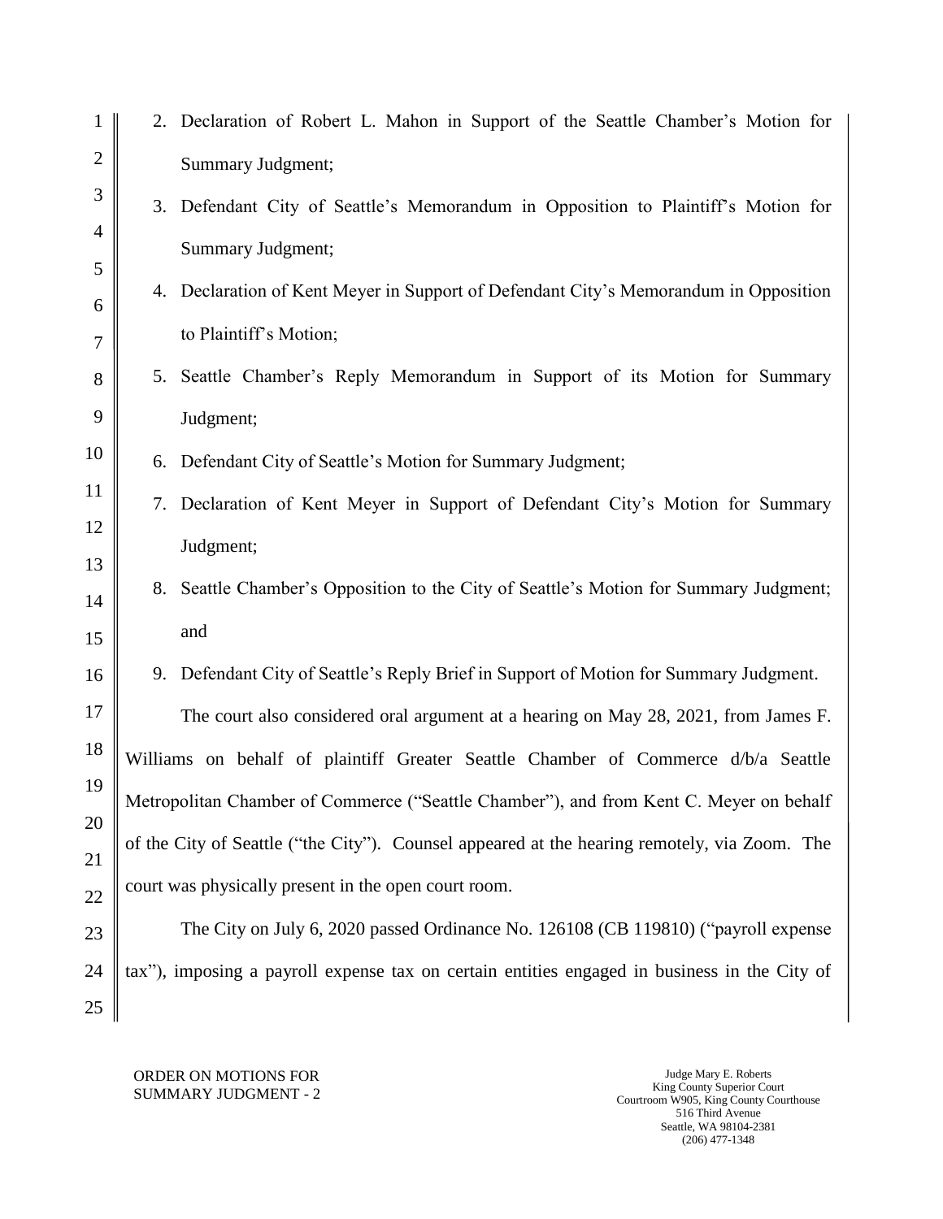2. Declaration of Robert L. Mahon in Support of the Seattle Chamber's Motion for Summary Judgment;
3. Defendant City of Seattle's Memorandum in Opposition to Plaintiff's Motion for Summary Judgment;
4. Declaration of Kent Meyer in Support of Defendant City's Memorandum in Opposition to Plaintiff's Motion;
5. Seattle Chamber's Reply Memorandum in Support of its Motion for Summary Judgment;
6. Defendant City of Seattle's Motion for Summary Judgment;
7. Declaration of Kent Meyer in Support of Defendant City's Motion for Summary Judgment;
8. Seattle Chamber's Opposition to the City of Seattle's Motion for Summary Judgment; and
9. Defendant City of Seattle's Reply Brief in Support of Motion for Summary Judgment.

The court also considered oral argument at a hearing on May 28, 2021, from James F. Williams on behalf of plaintiff Greater Seattle Chamber of Commerce d/b/a Seattle Metropolitan Chamber of Commerce ("Seattle Chamber"), and from Kent C. Meyer on behalf of the City of Seattle ("the City"). Counsel appeared at the hearing remotely, via Zoom. The court was physically present in the open court room.

The City on July 6, 2020 passed Ordinance No. 126108 (CB 119810) ("payroll expense tax"), imposing a payroll expense tax on certain entities engaged in business in the City of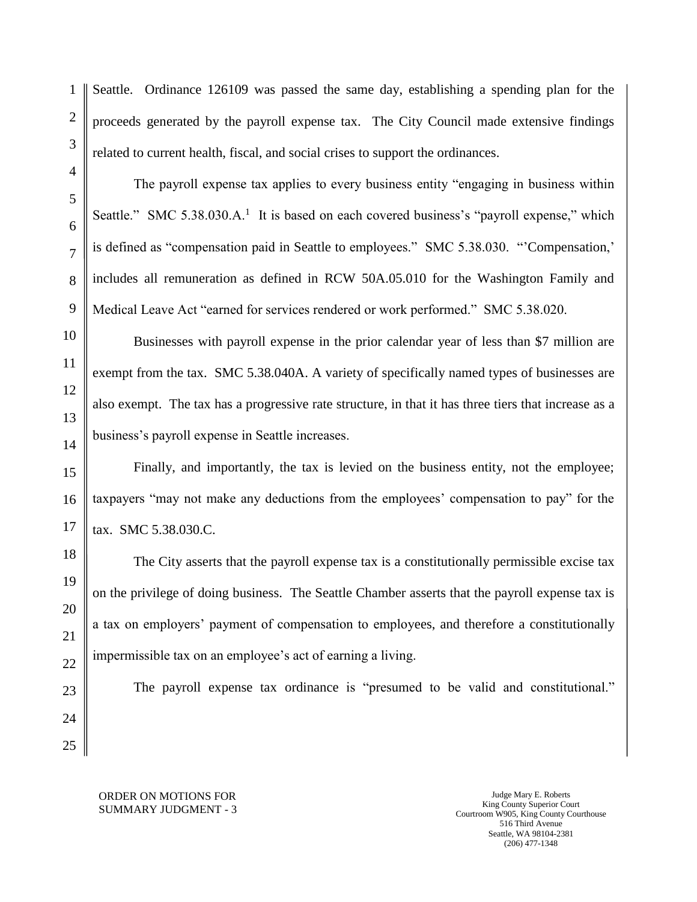Seattle. Ordinance 126109 was passed the same day, establishing a spending plan for the proceeds generated by the payroll expense tax. The City Council made extensive findings related to current health, fiscal, and social crises to support the ordinances.

The payroll expense tax applies to every business entity "engaging in business within Seattle." SMC 5.38.030.A.[1] It is based on each covered business's "payroll expense," which is defined as "compensation paid in Seattle to employees." SMC 5.38.030. "'Compensation,' includes all remuneration as defined in RCW 50A.05.010 for the Washington Family and Medical Leave Act "earned for services rendered or work performed." SMC 5.38.020.

Businesses with payroll expense in the prior calendar year of less than $7 million are exempt from the tax. SMC 5.38.040A. A variety of specifically named types of businesses are also exempt. The tax has a progressive rate structure, in that it has three tiers that increase as a business's payroll expense in Seattle increases.

Finally, and importantly, the tax is levied on the business entity, not the employee; taxpayers "may not make any deductions from the employees' compensation to pay" for the tax. SMC 5.38.030.C.

The City asserts that the payroll expense tax is a constitutionally permissible excise tax on the privilege of doing business. The Seattle Chamber asserts that the payroll expense tax is a tax on employers' payment of compensation to employees, and therefore a constitutionally impermissible tax on an employee's act of earning a living.

The payroll expense tax ordinance is "presumed to be valid and constitutional."

ORDER ON MOTIONS FOR SUMMARY JUDGMENT - 3

Judge Mary E. Roberts
King County Superior Court
Courtroom W905, King County Courthouse
516 Third Avenue
Seattle, WA 98104-2381
(206) 477-1348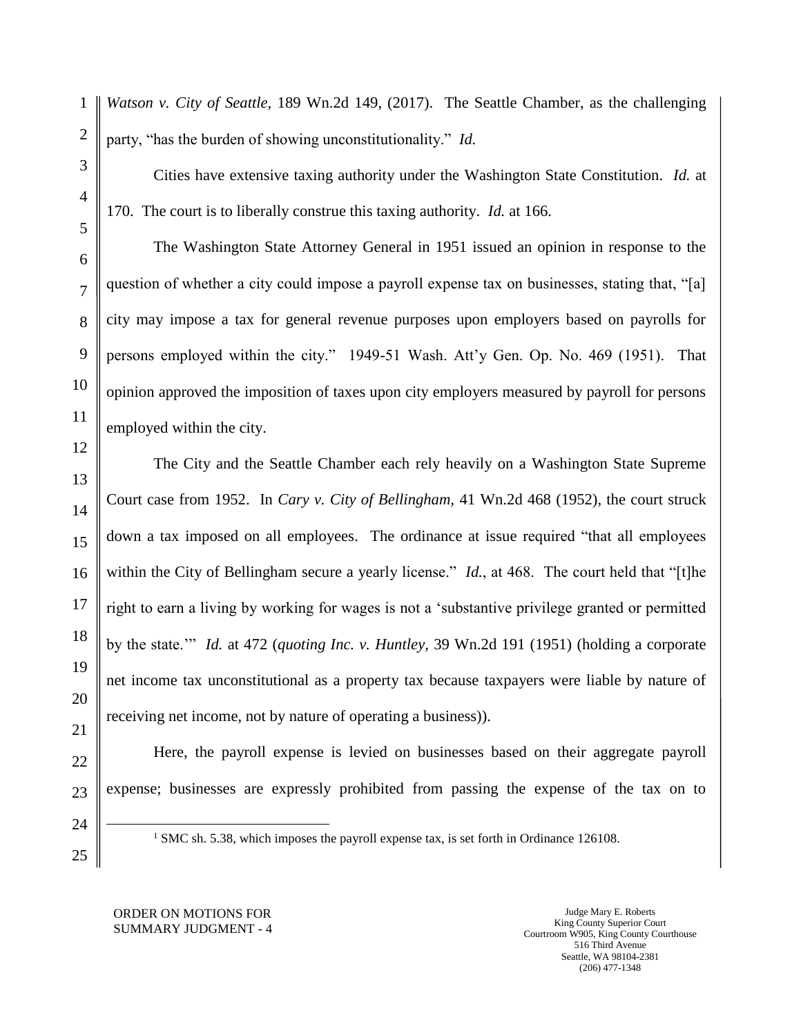*Watson v. City of Seattle*, 189 Wn.2d 149, (2017). The Seattle Chamber, as the challenging party, "has the burden of showing unconstitutionality." *Id.*

Cities have extensive taxing authority under the Washington State Constitution. *Id.* at 170. The court is to liberally construe this taxing authority. *Id.* at 166.

The Washington State Attorney General in 1951 issued an opinion in response to the question of whether a city could impose a payroll expense tax on businesses, stating that, "[a] city may impose a tax for general revenue purposes upon employers based on payrolls for persons employed within the city." 1949-51 Wash. Att'y Gen. Op. No. 469 (1951). That opinion approved the imposition of taxes upon city employers measured by payroll for persons employed within the city.

The City and the Seattle Chamber each rely heavily on a Washington State Supreme Court case from 1952. In *Cary v. City of Bellingham*, 41 Wn.2d 468 (1952), the court struck down a tax imposed on all employees. The ordinance at issue required "that all employees within the City of Bellingham secure a yearly license." *Id.*, at 468. The court held that "[t]he right to earn a living by working for wages is not a 'substantive privilege granted or permitted by the state.'" *Id.* at 472 (*quoting Inc. v. Huntley*, 39 Wn.2d 191 (1951) (holding a corporate net income tax unconstitutional as a property tax because taxpayers were liable by nature of receiving net income, not by nature of operating a business)).

Here, the payroll expense is levied on businesses based on their aggregate payroll expense; businesses are expressly prohibited from passing the expense of the tax on to

---

[1] SMC sh. 5.38, which imposes the payroll expense tax, is set forth in Ordinance 126108.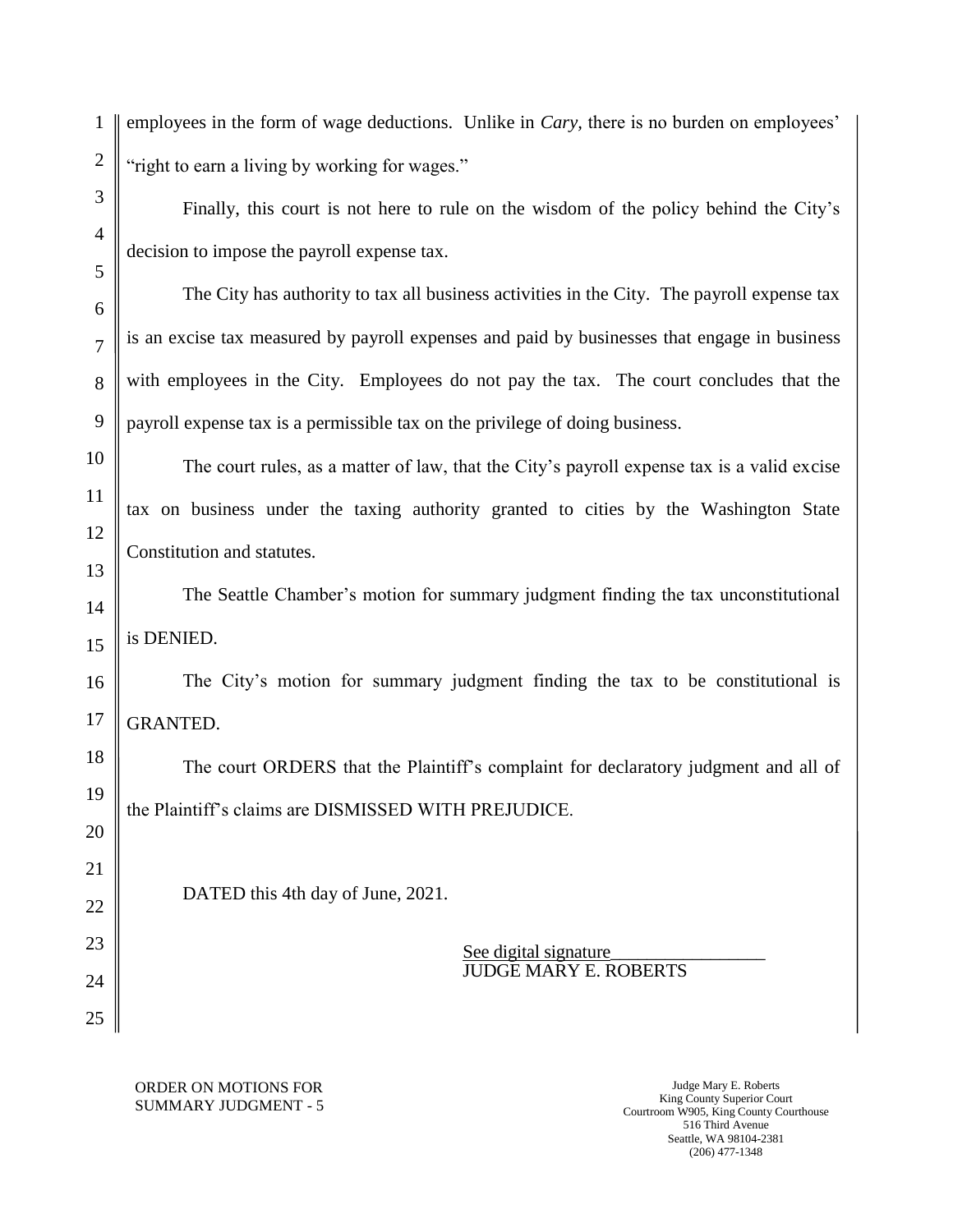employees in the form of wage deductions. Unlike in *Cary*, there is no burden on employees' "right to earn a living by working for wages."

Finally, this court is not here to rule on the wisdom of the policy behind the City's decision to impose the payroll expense tax.

The City has authority to tax all business activities in the City. The payroll expense tax is an excise tax measured by payroll expenses and paid by businesses that engage in business with employees in the City. Employees do not pay the tax. The court concludes that the payroll expense tax is a permissible tax on the privilege of doing business.

The court rules, as a matter of law, that the City's payroll expense tax is a valid excise tax on business under the taxing authority granted to cities by the Washington State Constitution and statutes.

The Seattle Chamber's motion for summary judgment finding the tax unconstitutional is DENIED.

The City's motion for summary judgment finding the tax to be constitutional is GRANTED.

The court ORDERS that the Plaintiff's complaint for declaratory judgment and all of the Plaintiff's claims are DISMISSED WITH PREJUDICE.

DATED this 4th day of June, 2021.

See digital signature
JUDGE MARY E. ROBERTS

ORDER ON MOTIONS FOR SUMMARY JUDGMENT - 5

Judge Mary E. Roberts
King County Superior Court
Courtroom W905, King County Courthouse
516 Third Avenue
Seattle, WA 98104-2381
(206) 477-1348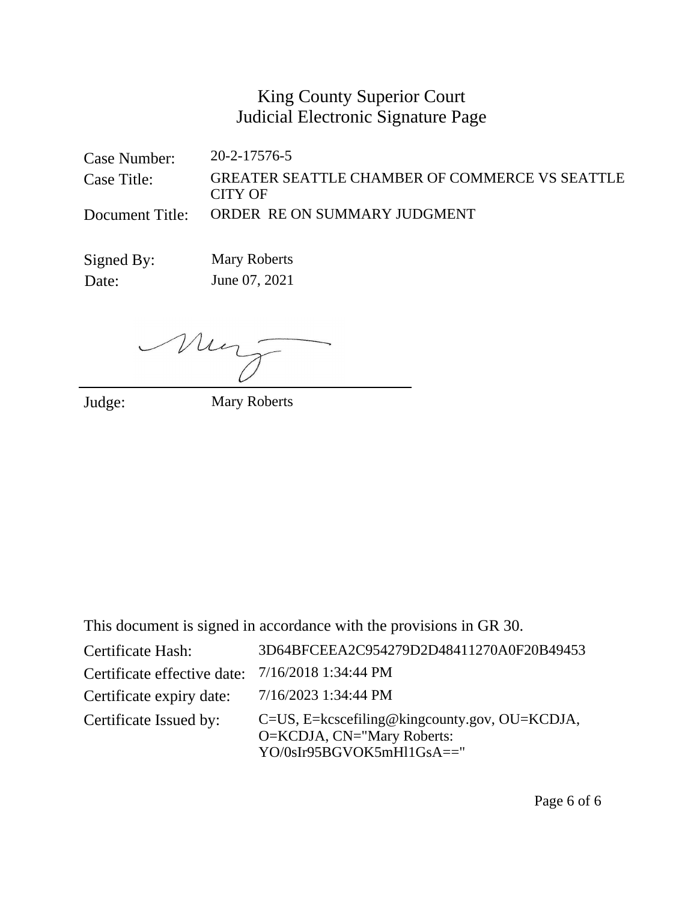# King County Superior Court
## Judicial Electronic Signature Page

| | |
|---|---|
| Case Number: | 20-2-17576-5 |
| Case Title: | GREATER SEATTLE CHAMBER OF COMMERCE VS SEATTLE CITY OF |
| Document Title: | ORDER RE ON SUMMARY JUDGMENT |

| | |
|---|---|
| Signed By: | Mary Roberts |
| Date: | June 07, 2021 |

Judge: Mary Roberts

This document is signed in accordance with the provisions in GR 30.

| | |
|---|---|
| Certificate Hash: | 3D64BFCEEA2C954279D2D48411270A0F20B49453 |
| Certificate effective date: | 7/16/2018 1:34:44 PM |
| Certificate expiry date: | 7/16/2023 1:34:44 PM |
| Certificate Issued by: | C=US, E=kcscefiling@kingcounty.gov, OU=KCDJA, O=KCDJA, CN="Mary Roberts: YO/0sIr95BGVOK5mHl1GsA==" |